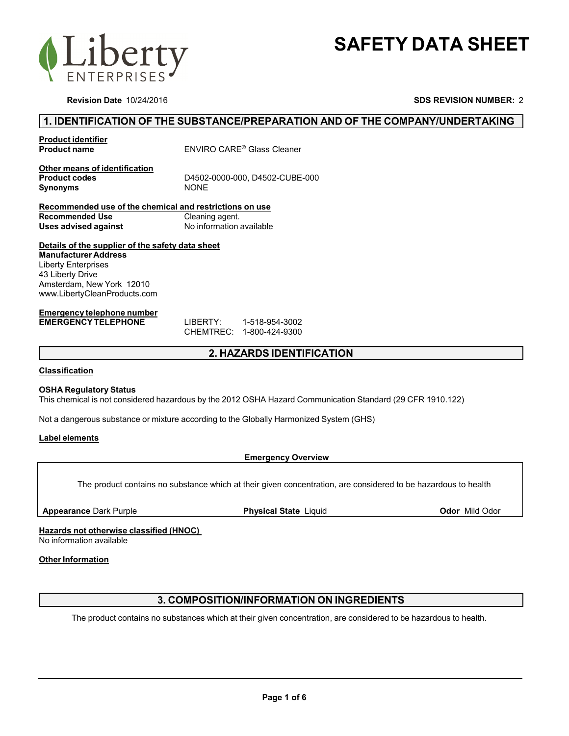Liberty ENTERPRISES

# SAFETY DATA SHEET

**Revision Date** 10/24/2016

**SDS REVISION NUMBER:** 2

## 1. IDENTIFICATION OF THE SUBSTANCE/PREPARATION AND OF THE COMPANY/UNDERTAKING

**Product identifier**

**Product name** ENVIRO CARE® Glass Cleaner

**Other means of identification**

**Product codes** D4502-0000-000, D4502-CUBE-000

**Synonyms** NONE

**Recommended use of the chemical and restrictions on use**

**Recommended Use** Cleaning agent.

**Uses advised against** No information available

**Details of the supplier of the safety data sheet**

**Manufacturer Address**
Liberty Enterprises
43 Liberty Drive
Amsterdam, New York 12010
www.LibertyCleanProducts.com

**Emergency telephone number**

**EMERGENCY TELEPHONE**
LIBERTY: 1-518-954-3002
CHEMTREC: 1-800-424-9300

## 2. HAZARDS IDENTIFICATION

**Classification**

**OSHA Regulatory Status**

This chemical is not considered hazardous by the 2012 OSHA Hazard Communication Standard (29 CFR 1910.122)

Not a dangerous substance or mixture according to the Globally Harmonized System (GHS)

**Label elements**

**Emergency Overview**

The product contains no substance which at their given concentration, are considered to be hazardous to health

**Appearance** Dark Purple **Physical State** Liquid **Odor** Mild Odor

**Hazards not otherwise classified (HNOC)**

No information available

**Other Information**

## 3. COMPOSITION/INFORMATION ON INGREDIENTS

The product contains no substances which at their given concentration, are considered to be hazardous to health.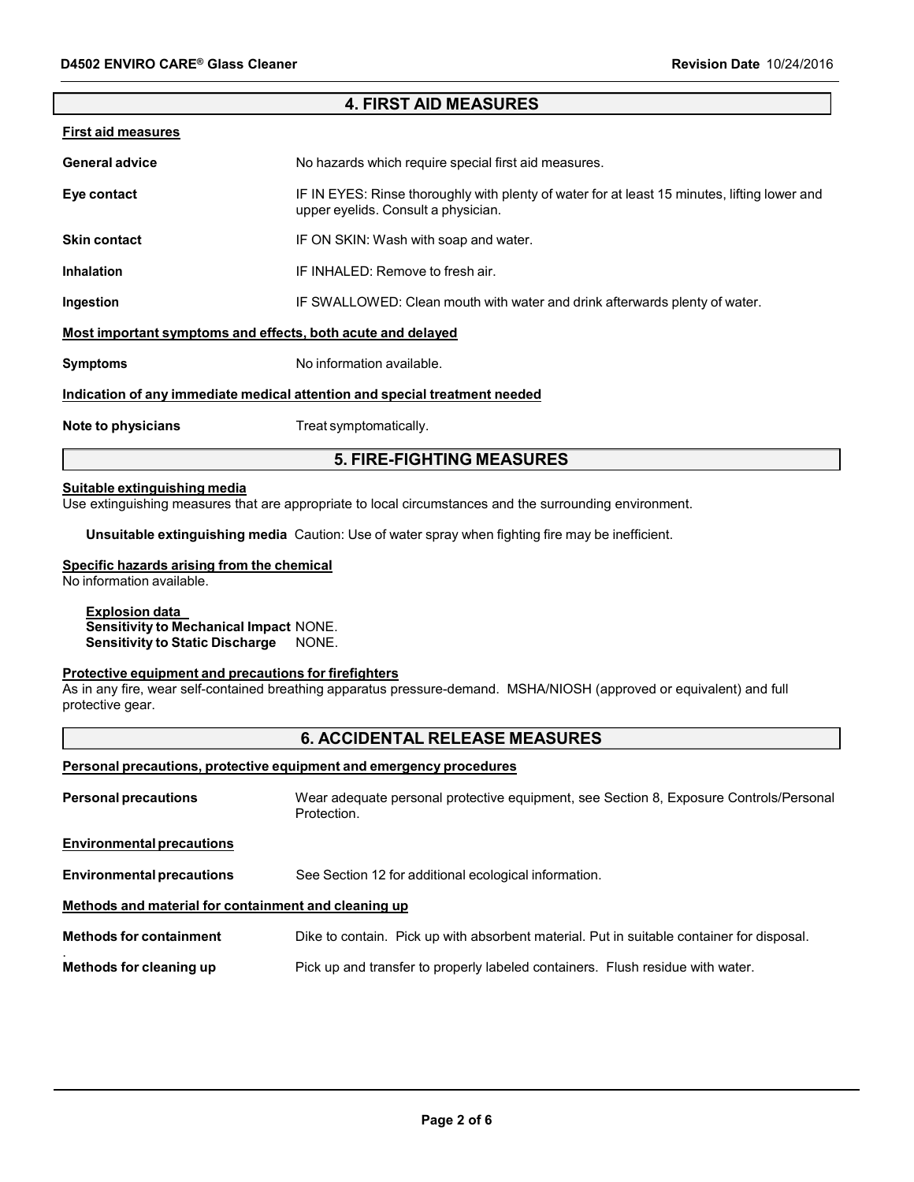## 4. FIRST AID MEASURES

### First aid measures

**General advice** No hazards which require special first aid measures.

**Eye contact** IF IN EYES: Rinse thoroughly with plenty of water for at least 15 minutes, lifting lower and upper eyelids. Consult a physician.

**Skin contact** IF ON SKIN: Wash with soap and water.

**Inhalation** IF INHALED: Remove to fresh air.

**Ingestion** IF SWALLOWED: Clean mouth with water and drink afterwards plenty of water.

### Most important symptoms and effects, both acute and delayed

**Symptoms** No information available.

### Indication of any immediate medical attention and special treatment needed

**Note to physicians** Treat symptomatically.

## 5. FIRE-FIGHTING MEASURES

### Suitable extinguishing media

Use extinguishing measures that are appropriate to local circumstances and the surrounding environment.

**Unsuitable extinguishing media** Caution: Use of water spray when fighting fire may be inefficient.

### Specific hazards arising from the chemical

No information available.

**Explosion data**
**Sensitivity to Mechanical Impact** NONE.
**Sensitivity to Static Discharge** NONE.

### Protective equipment and precautions for firefighters

As in any fire, wear self-contained breathing apparatus pressure-demand. MSHA/NIOSH (approved or equivalent) and full protective gear.

## 6. ACCIDENTAL RELEASE MEASURES

### Personal precautions, protective equipment and emergency procedures

**Personal precautions** Wear adequate personal protective equipment, see Section 8, Exposure Controls/Personal Protection.

### Environmental precautions

**Environmental precautions** See Section 12 for additional ecological information.

### Methods and material for containment and cleaning up

**Methods for containment** Dike to contain. Pick up with absorbent material. Put in suitable container for disposal.

**Methods for cleaning up** Pick up and transfer to properly labeled containers. Flush residue with water.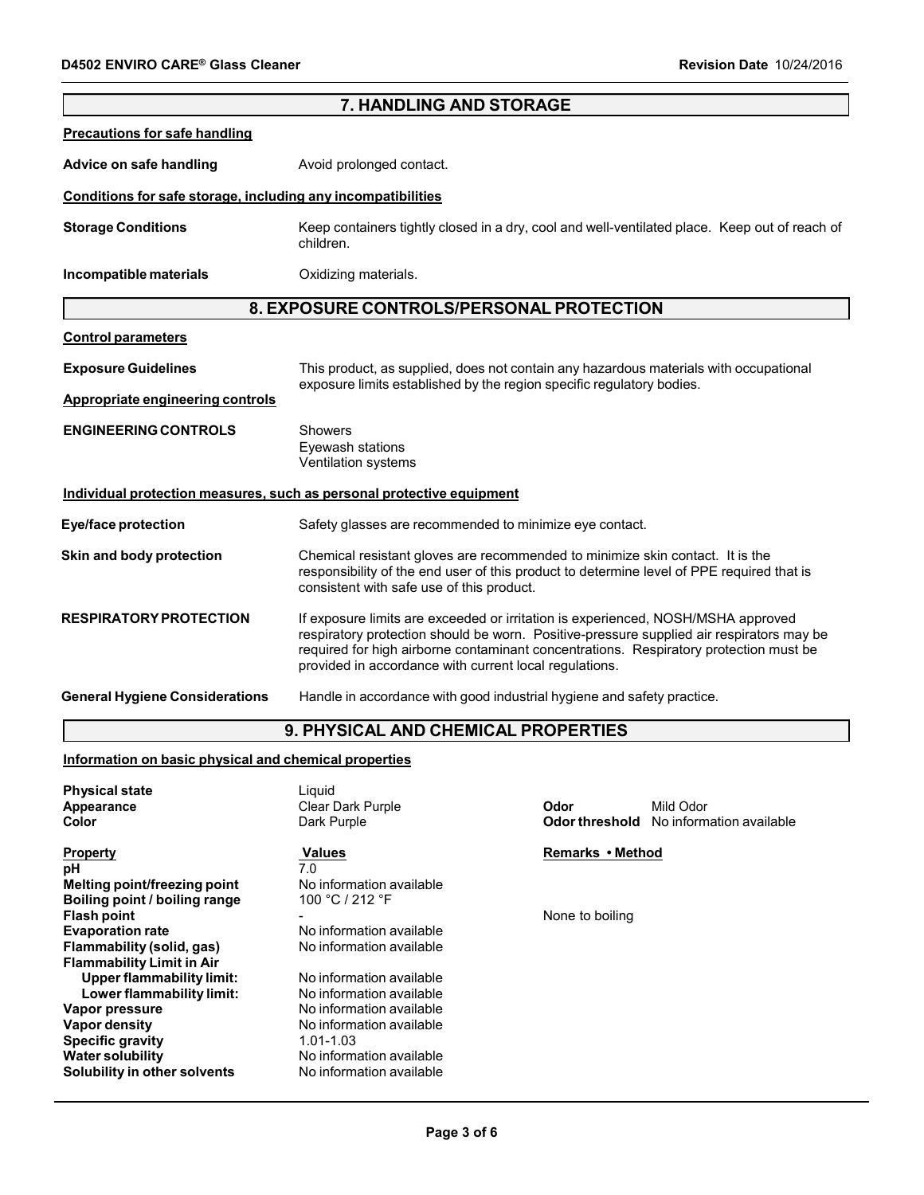## 7. HANDLING AND STORAGE

**Precautions for safe handling**

**Advice on safe handling** Avoid prolonged contact.

**Conditions for safe storage, including any incompatibilities**

**Storage Conditions** Keep containers tightly closed in a dry, cool and well-ventilated place. Keep out of reach of children.

**Incompatible materials** Oxidizing materials.

## 8. EXPOSURE CONTROLS/PERSONAL PROTECTION

**Control parameters**

**Exposure Guidelines** This product, as supplied, does not contain any hazardous materials with occupational exposure limits established by the region specific regulatory bodies.

**Appropriate engineering controls**

**ENGINEERING CONTROLS**
Showers
Eyewash stations
Ventilation systems

**Individual protection measures, such as personal protective equipment**

**Eye/face protection** Safety glasses are recommended to minimize eye contact.

**Skin and body protection** Chemical resistant gloves are recommended to minimize skin contact. It is the responsibility of the end user of this product to determine level of PPE required that is consistent with safe use of this product.

**RESPIRATORY PROTECTION** If exposure limits are exceeded or irritation is experienced, NOSH/MSHA approved respiratory protection should be worn. Positive-pressure supplied air respirators may be required for high airborne contaminant concentrations. Respiratory protection must be provided in accordance with current local regulations.

**General Hygiene Considerations** Handle in accordance with good industrial hygiene and safety practice.

## 9. PHYSICAL AND CHEMICAL PROPERTIES

**Information on basic physical and chemical properties**

**Physical state** Liquid
**Appearance** Clear Dark Purple
**Color** Dark Purple
**Odor** Mild Odor
**Odor threshold** No information available

| Property | Values | Remarks • Method |
|---|---|---|
| **pH** | 7.0 | |
| **Melting point/freezing point** | No information available | |
| **Boiling point / boiling range** | 100 °C / 212 °F | |
| **Flash point** | - | None to boiling |
| **Evaporation rate** | No information available | |
| **Flammability (solid, gas)** | No information available | |
| **Flammability Limit in Air** | | |
| **Upper flammability limit:** | No information available | |
| **Lower flammability limit:** | No information available | |
| **Vapor pressure** | No information available | |
| **Vapor density** | No information available | |
| **Specific gravity** | 1.01-1.03 | |
| **Water solubility** | No information available | |
| **Solubility in other solvents** | No information available | |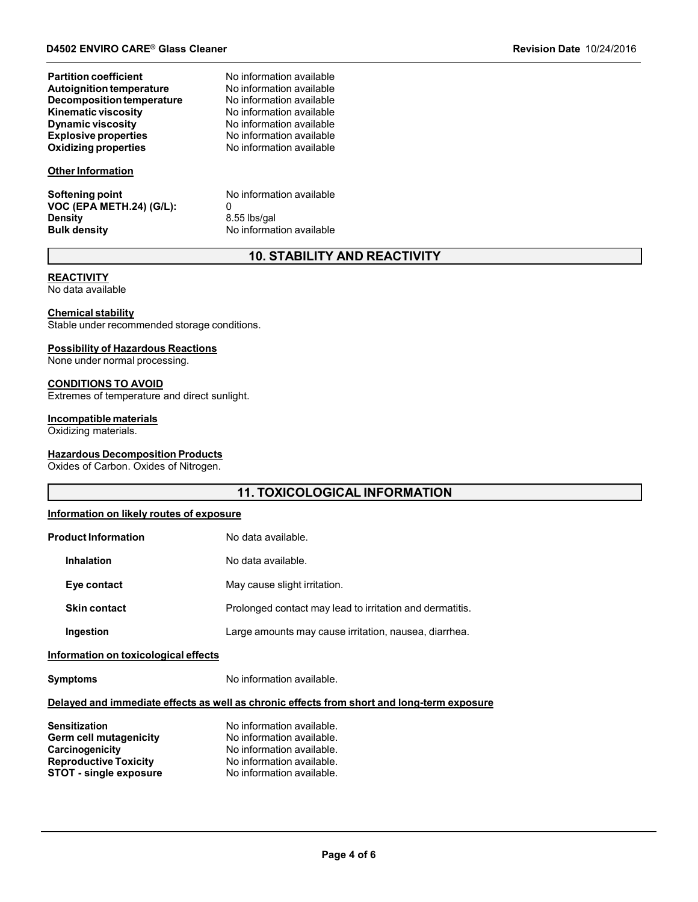| | |
|---|---|
| **Partition coefficient** | No information available |
| **Autoignition temperature** | No information available |
| **Decomposition temperature** | No information available |
| **Kinematic viscosity** | No information available |
| **Dynamic viscosity** | No information available |
| **Explosive properties** | No information available |
| **Oxidizing properties** | No information available |

**Other Information**

| | |
|---|---|
| **Softening point** | No information available |
| **VOC (EPA METH.24) (G/L):** | 0 |
| **Density** | 8.55 lbs/gal |
| **Bulk density** | No information available |

## 10. STABILITY AND REACTIVITY

**REACTIVITY**
No data available

**Chemical stability**
Stable under recommended storage conditions.

**Possibility of Hazardous Reactions**
None under normal processing.

**CONDITIONS TO AVOID**
Extremes of temperature and direct sunlight.

**Incompatible materials**
Oxidizing materials.

**Hazardous Decomposition Products**
Oxides of Carbon. Oxides of Nitrogen.

## 11. TOXICOLOGICAL INFORMATION

**Information on likely routes of exposure**

| | |
|---|---|
| **Product Information** | No data available. |
| **Inhalation** | No data available. |
| **Eye contact** | May cause slight irritation. |
| **Skin contact** | Prolonged contact may lead to irritation and dermatitis. |
| **Ingestion** | Large amounts may cause irritation, nausea, diarrhea. |

**Information on toxicological effects**

| | |
|---|---|
| **Symptoms** | No information available. |

**Delayed and immediate effects as well as chronic effects from short and long-term exposure**

| | |
|---|---|
| **Sensitization** | No information available. |
| **Germ cell mutagenicity** | No information available. |
| **Carcinogenicity** | No information available. |
| **Reproductive Toxicity** | No information available. |
| **STOT - single exposure** | No information available. |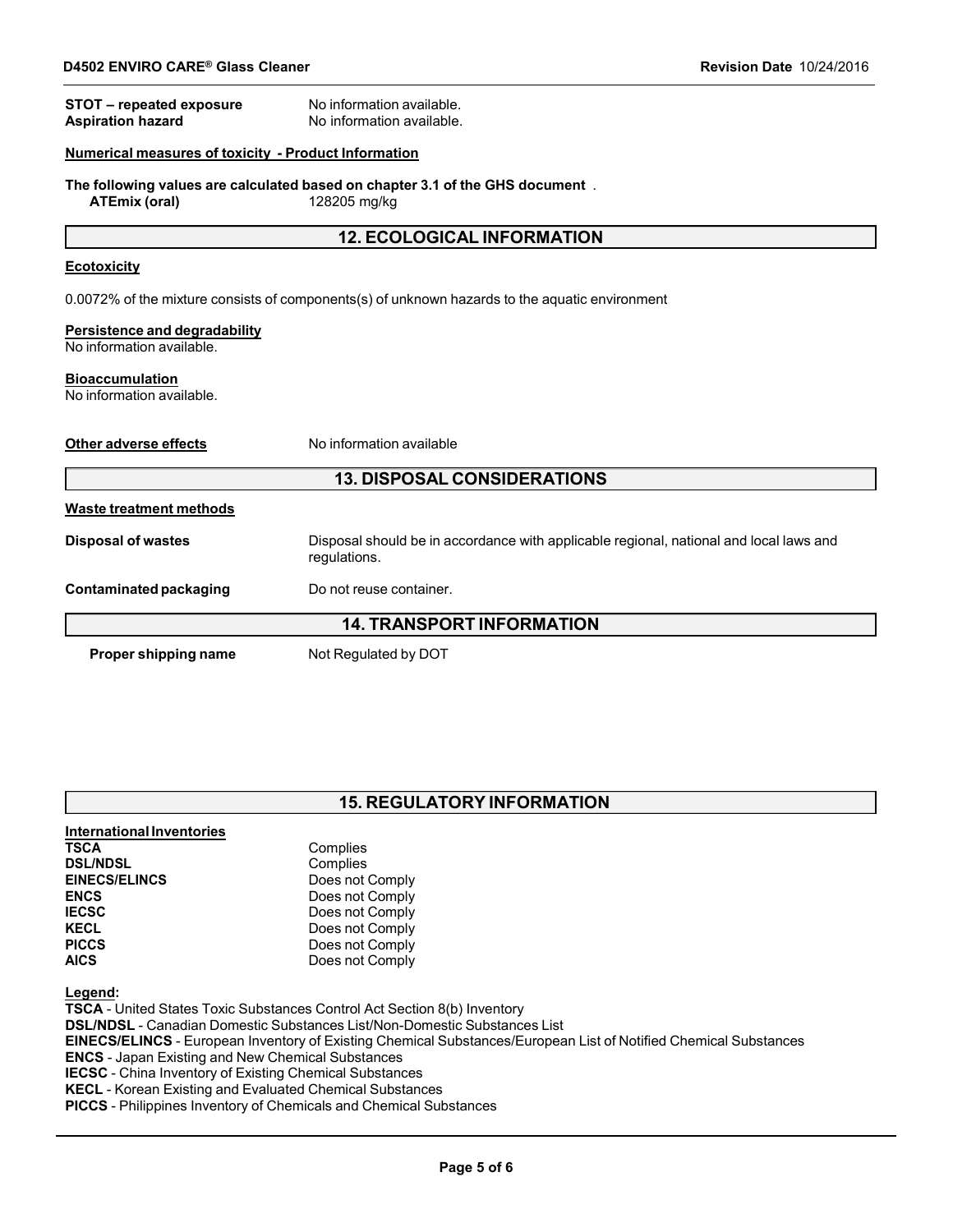**STOT – repeated exposure** No information available.
**Aspiration hazard** No information available.

**Numerical measures of toxicity - Product Information**

**The following values are calculated based on chapter 3.1 of the GHS document** .

**ATEmix (oral)** 128205 mg/kg

## 12. ECOLOGICAL INFORMATION

**Ecotoxicity**

0.0072% of the mixture consists of components(s) of unknown hazards to the aquatic environment

**Persistence and degradability**
No information available.

**Bioaccumulation**
No information available.

**Other adverse effects** No information available

## 13. DISPOSAL CONSIDERATIONS

**Waste treatment methods**

**Disposal of wastes** Disposal should be in accordance with applicable regional, national and local laws and regulations.

**Contaminated packaging** Do not reuse container.

## 14. TRANSPORT INFORMATION

**Proper shipping name** Not Regulated by DOT

## 15. REGULATORY INFORMATION

**International Inventories**

| | |
|---|---|
| **TSCA** | Complies |
| **DSL/NDSL** | Complies |
| **EINECS/ELINCS** | Does not Comply |
| **ENCS** | Does not Comply |
| **IECSC** | Does not Comply |
| **KECL** | Does not Comply |
| **PICCS** | Does not Comply |
| **AICS** | Does not Comply |

**Legend:**
**TSCA** - United States Toxic Substances Control Act Section 8(b) Inventory
**DSL/NDSL** - Canadian Domestic Substances List/Non-Domestic Substances List
**EINECS/ELINCS** - European Inventory of Existing Chemical Substances/European List of Notified Chemical Substances
**ENCS** - Japan Existing and New Chemical Substances
**IECSC** - China Inventory of Existing Chemical Substances
**KECL** - Korean Existing and Evaluated Chemical Substances
**PICCS** - Philippines Inventory of Chemicals and Chemical Substances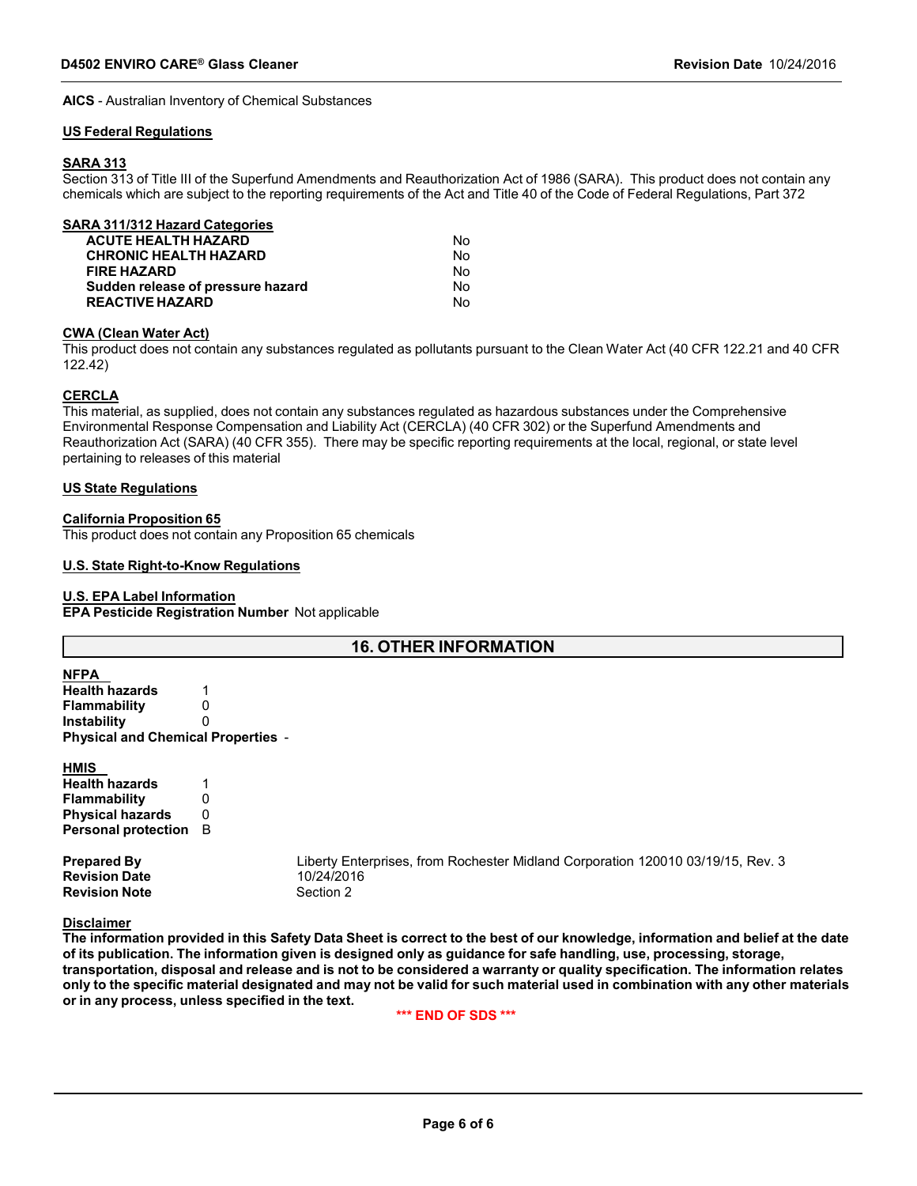**AICS** - Australian Inventory of Chemical Substances

**US Federal Regulations**

**SARA 313**
Section 313 of Title III of the Superfund Amendments and Reauthorization Act of 1986 (SARA). This product does not contain any chemicals which are subject to the reporting requirements of the Act and Title 40 of the Code of Federal Regulations, Part 372

**SARA 311/312 Hazard Categories**

| | |
|---|---|
| **ACUTE HEALTH HAZARD** | No |
| **CHRONIC HEALTH HAZARD** | No |
| **FIRE HAZARD** | No |
| **Sudden release of pressure hazard** | No |
| **REACTIVE HAZARD** | No |

**CWA (Clean Water Act)**
This product does not contain any substances regulated as pollutants pursuant to the Clean Water Act (40 CFR 122.21 and 40 CFR 122.42)

**CERCLA**
This material, as supplied, does not contain any substances regulated as hazardous substances under the Comprehensive Environmental Response Compensation and Liability Act (CERCLA) (40 CFR 302) or the Superfund Amendments and Reauthorization Act (SARA) (40 CFR 355). There may be specific reporting requirements at the local, regional, or state level pertaining to releases of this material

**US State Regulations**

**California Proposition 65**
This product does not contain any Proposition 65 chemicals

**U.S. State Right-to-Know Regulations**

**U.S. EPA Label Information**
**EPA Pesticide Registration Number** Not applicable

## 16. OTHER INFORMATION

**NFPA**

| | |
|---|---|
| **Health hazards** | 1 |
| **Flammability** | 0 |
| **Instability** | 0 |
| **Physical and Chemical Properties** | - |

**HMIS**

| | |
|---|---|
| **Health hazards** | 1 |
| **Flammability** | 0 |
| **Physical hazards** | 0 |
| **Personal protection** | B |

| | |
|---|---|
| **Prepared By** | Liberty Enterprises, from Rochester Midland Corporation 120010 03/19/15, Rev. 3 |
| **Revision Date** | 10/24/2016 |
| **Revision Note** | Section 2 |

**Disclaimer**
**The information provided in this Safety Data Sheet is correct to the best of our knowledge, information and belief at the date of its publication. The information given is designed only as guidance for safe handling, use, processing, storage, transportation, disposal and release and is not to be considered a warranty or quality specification. The information relates only to the specific material designated and may not be valid for such material used in combination with any other materials or in any process, unless specified in the text.**

**\*\*\* END OF SDS \*\*\***